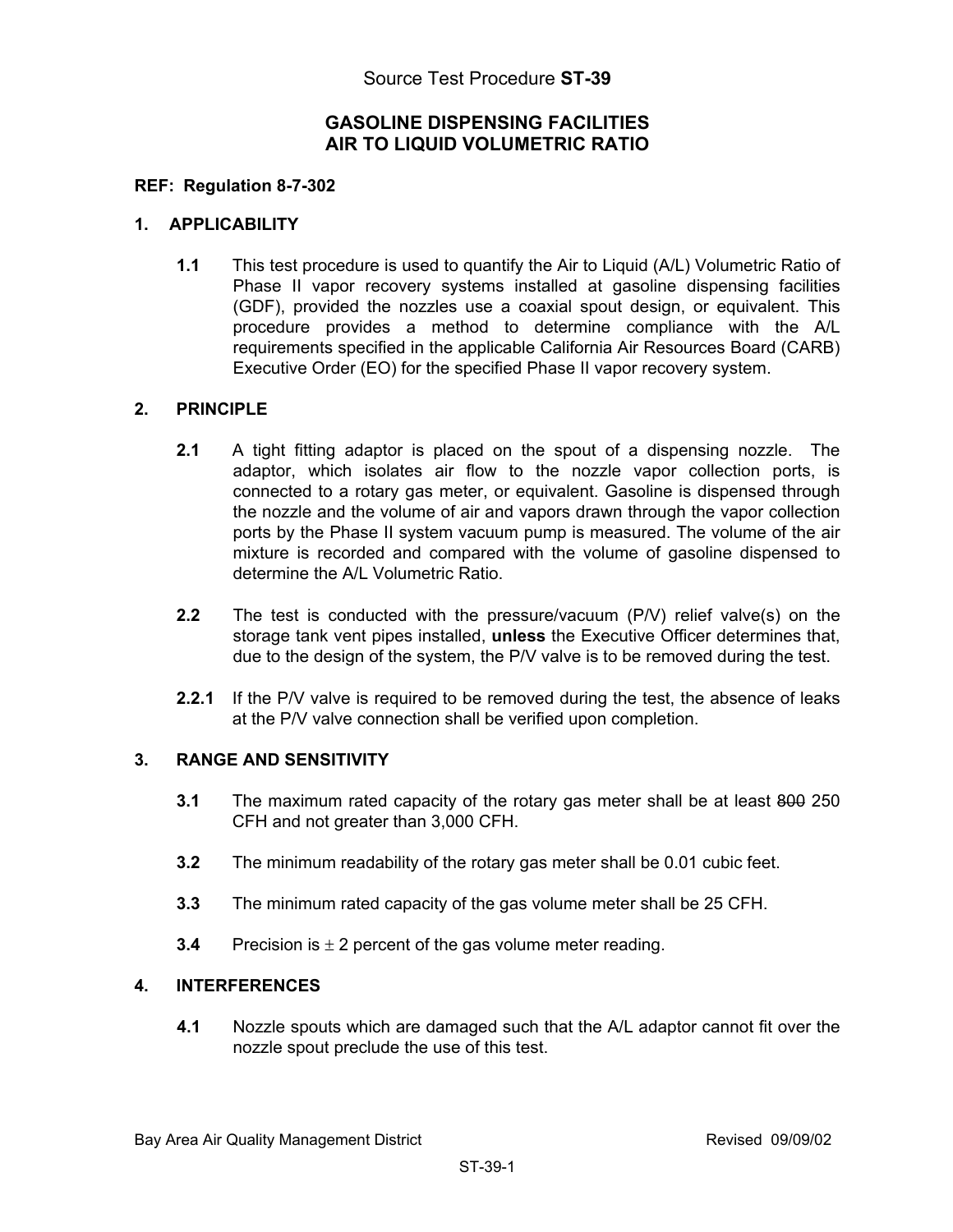# Source Test Procedure **ST-39**

## GASOLINE DISPENSING FACILITIES
## AIR TO LIQUID VOLUMETRIC RATIO

**REF: Regulation 8-7-302**

### 1. APPLICABILITY

**1.1** This test procedure is used to quantify the Air to Liquid (A/L) Volumetric Ratio of Phase II vapor recovery systems installed at gasoline dispensing facilities (GDF), provided the nozzles use a coaxial spout design, or equivalent. This procedure provides a method to determine compliance with the A/L requirements specified in the applicable California Air Resources Board (CARB) Executive Order (EO) for the specified Phase II vapor recovery system.

### 2. PRINCIPLE

**2.1** A tight fitting adaptor is placed on the spout of a dispensing nozzle. The adaptor, which isolates air flow to the nozzle vapor collection ports, is connected to a rotary gas meter, or equivalent. Gasoline is dispensed through the nozzle and the volume of air and vapors drawn through the vapor collection ports by the Phase II system vacuum pump is measured. The volume of the air mixture is recorded and compared with the volume of gasoline dispensed to determine the A/L Volumetric Ratio.

**2.2** The test is conducted with the pressure/vacuum (P/V) relief valve(s) on the storage tank vent pipes installed, **unless** the Executive Officer determines that, due to the design of the system, the P/V valve is to be removed during the test.

**2.2.1** If the P/V valve is required to be removed during the test, the absence of leaks at the P/V valve connection shall be verified upon completion.

### 3. RANGE AND SENSITIVITY

**3.1** The maximum rated capacity of the rotary gas meter shall be at least ~~800~~ 250 CFH and not greater than 3,000 CFH.

**3.2** The minimum readability of the rotary gas meter shall be 0.01 cubic feet.

**3.3** The minimum rated capacity of the gas volume meter shall be 25 CFH.

**3.4** Precision is $\pm$ 2 percent of the gas volume meter reading.

### 4. INTERFERENCES

**4.1** Nozzle spouts which are damaged such that the A/L adaptor cannot fit over the nozzle spout preclude the use of this test.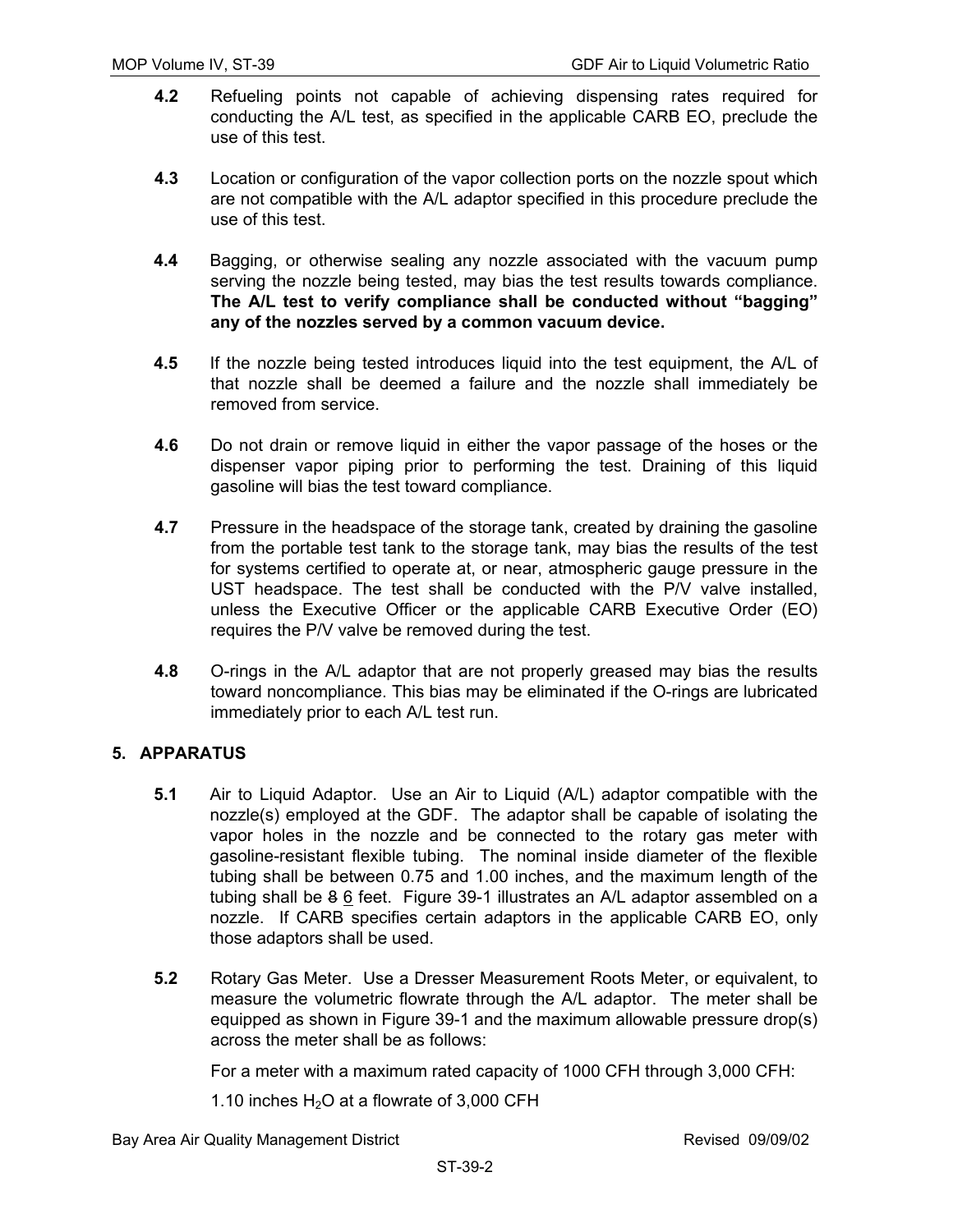**4.2** Refueling points not capable of achieving dispensing rates required for conducting the A/L test, as specified in the applicable CARB EO, preclude the use of this test.

**4.3** Location or configuration of the vapor collection ports on the nozzle spout which are not compatible with the A/L adaptor specified in this procedure preclude the use of this test.

**4.4** Bagging, or otherwise sealing any nozzle associated with the vacuum pump serving the nozzle being tested, may bias the test results towards compliance. **The A/L test to verify compliance shall be conducted without "bagging" any of the nozzles served by a common vacuum device.**

**4.5** If the nozzle being tested introduces liquid into the test equipment, the A/L of that nozzle shall be deemed a failure and the nozzle shall immediately be removed from service.

**4.6** Do not drain or remove liquid in either the vapor passage of the hoses or the dispenser vapor piping prior to performing the test. Draining of this liquid gasoline will bias the test toward compliance.

**4.7** Pressure in the headspace of the storage tank, created by draining the gasoline from the portable test tank to the storage tank, may bias the results of the test for systems certified to operate at, or near, atmospheric gauge pressure in the UST headspace. The test shall be conducted with the P/V valve installed, unless the Executive Officer or the applicable CARB Executive Order (EO) requires the P/V valve be removed during the test.

**4.8** O-rings in the A/L adaptor that are not properly greased may bias the results toward noncompliance. This bias may be eliminated if the O-rings are lubricated immediately prior to each A/L test run.

## 5. APPARATUS

**5.1** Air to Liquid Adaptor. Use an Air to Liquid (A/L) adaptor compatible with the nozzle(s) employed at the GDF. The adaptor shall be capable of isolating the vapor holes in the nozzle and be connected to the rotary gas meter with gasoline-resistant flexible tubing. The nominal inside diameter of the flexible tubing shall be between 0.75 and 1.00 inches, and the maximum length of the tubing shall be ~~8~~ <u>6</u> feet. Figure 39-1 illustrates an A/L adaptor assembled on a nozzle. If CARB specifies certain adaptors in the applicable CARB EO, only those adaptors shall be used.

**5.2** Rotary Gas Meter. Use a Dresser Measurement Roots Meter, or equivalent, to measure the volumetric flowrate through the A/L adaptor. The meter shall be equipped as shown in Figure 39-1 and the maximum allowable pressure drop(s) across the meter shall be as follows:

For a meter with a maximum rated capacity of 1000 CFH through 3,000 CFH:

1.10 inches $H_2O$ at a flowrate of 3,000 CFH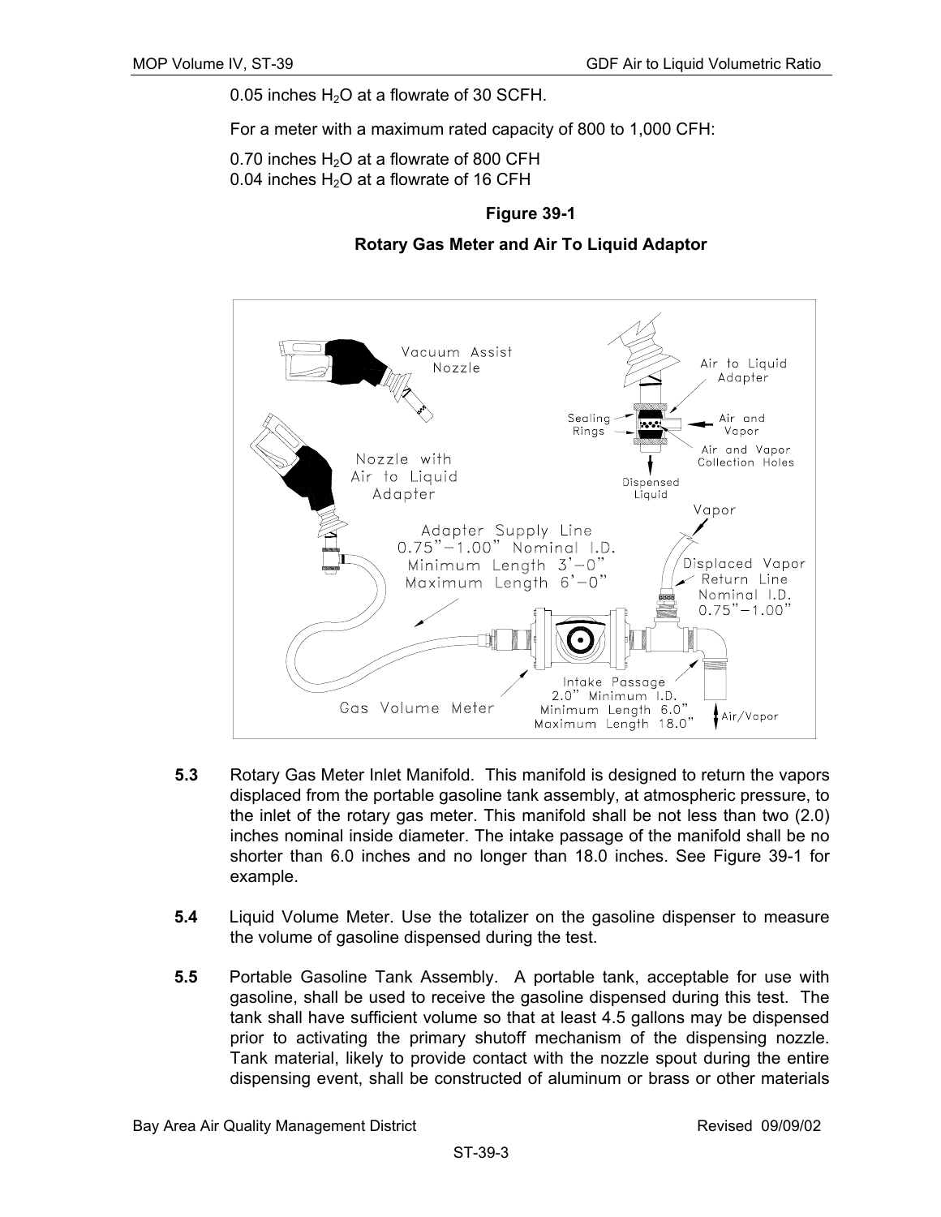0.05 inches $H_2O$ at a flowrate of 30 SCFH.

For a meter with a maximum rated capacity of 800 to 1,000 CFH:

0.70 inches $H_2O$ at a flowrate of 800 CFH
0.04 inches $H_2O$ at a flowrate of 16 CFH

**Figure 39-1**

**Rotary Gas Meter and Air To Liquid Adaptor**

**5.3** Rotary Gas Meter Inlet Manifold. This manifold is designed to return the vapors displaced from the portable gasoline tank assembly, at atmospheric pressure, to the inlet of the rotary gas meter. This manifold shall be not less than two (2.0) inches nominal inside diameter. The intake passage of the manifold shall be no shorter than 6.0 inches and no longer than 18.0 inches. See Figure 39-1 for example.

**5.4** Liquid Volume Meter. Use the totalizer on the gasoline dispenser to measure the volume of gasoline dispensed during the test.

**5.5** Portable Gasoline Tank Assembly. A portable tank, acceptable for use with gasoline, shall be used to receive the gasoline dispensed during this test. The tank shall have sufficient volume so that at least 4.5 gallons may be dispensed prior to activating the primary shutoff mechanism of the dispensing nozzle. Tank material, likely to provide contact with the nozzle spout during the entire dispensing event, shall be constructed of aluminum or brass or other materials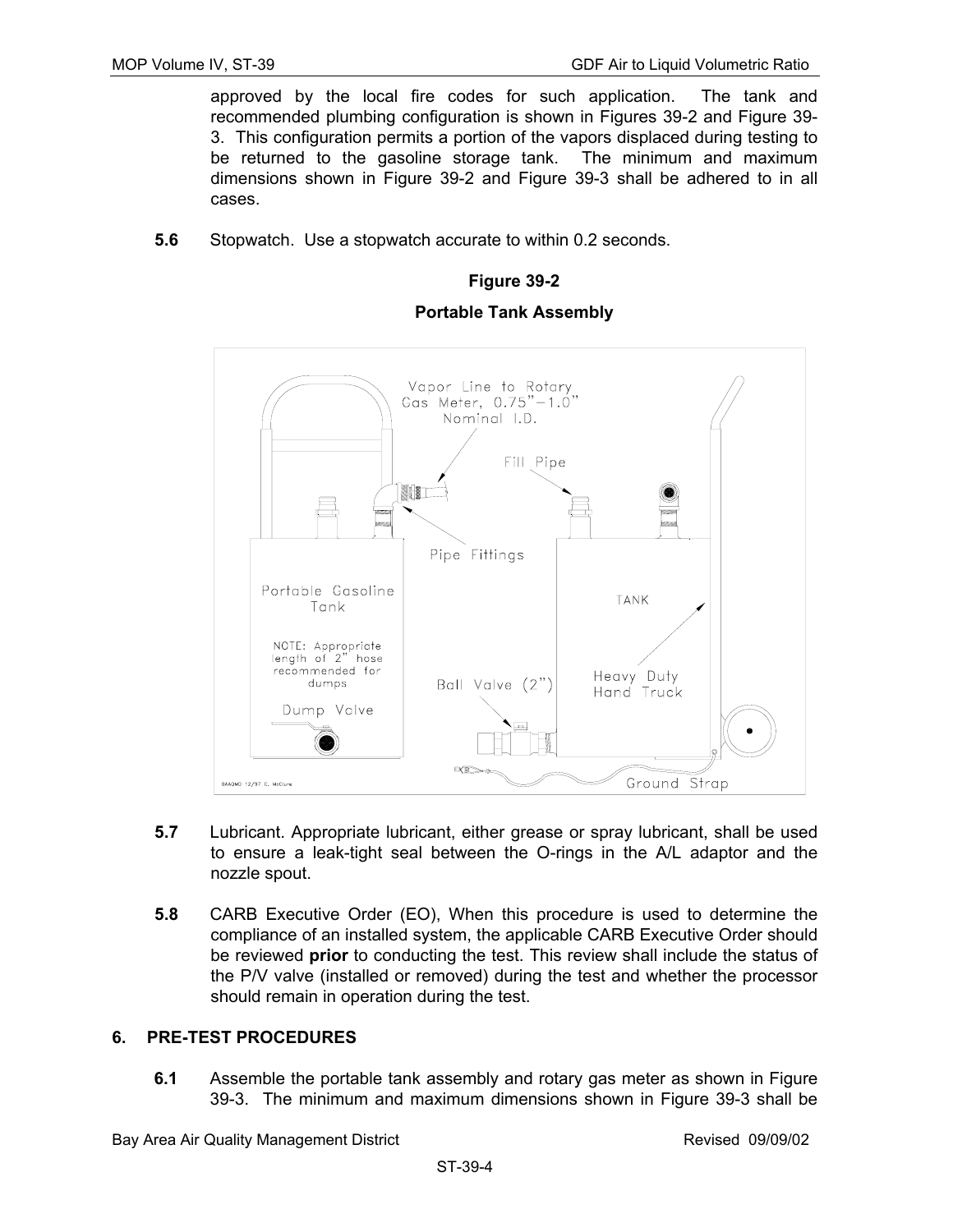approved by the local fire codes for such application. The tank and recommended plumbing configuration is shown in Figures 39-2 and Figure 39-3. This configuration permits a portion of the vapors displaced during testing to be returned to the gasoline storage tank. The minimum and maximum dimensions shown in Figure 39-2 and Figure 39-3 shall be adhered to in all cases.

**5.6** Stopwatch. Use a stopwatch accurate to within 0.2 seconds.

**Figure 39-2**

**Portable Tank Assembly**

**5.7** Lubricant. Appropriate lubricant, either grease or spray lubricant, shall be used to ensure a leak-tight seal between the O-rings in the A/L adaptor and the nozzle spout.

**5.8** CARB Executive Order (EO), When this procedure is used to determine the compliance of an installed system, the applicable CARB Executive Order should be reviewed **prior** to conducting the test. This review shall include the status of the P/V valve (installed or removed) during the test and whether the processor should remain in operation during the test.

## 6. PRE-TEST PROCEDURES

**6.1** Assemble the portable tank assembly and rotary gas meter as shown in Figure 39-3. The minimum and maximum dimensions shown in Figure 39-3 shall be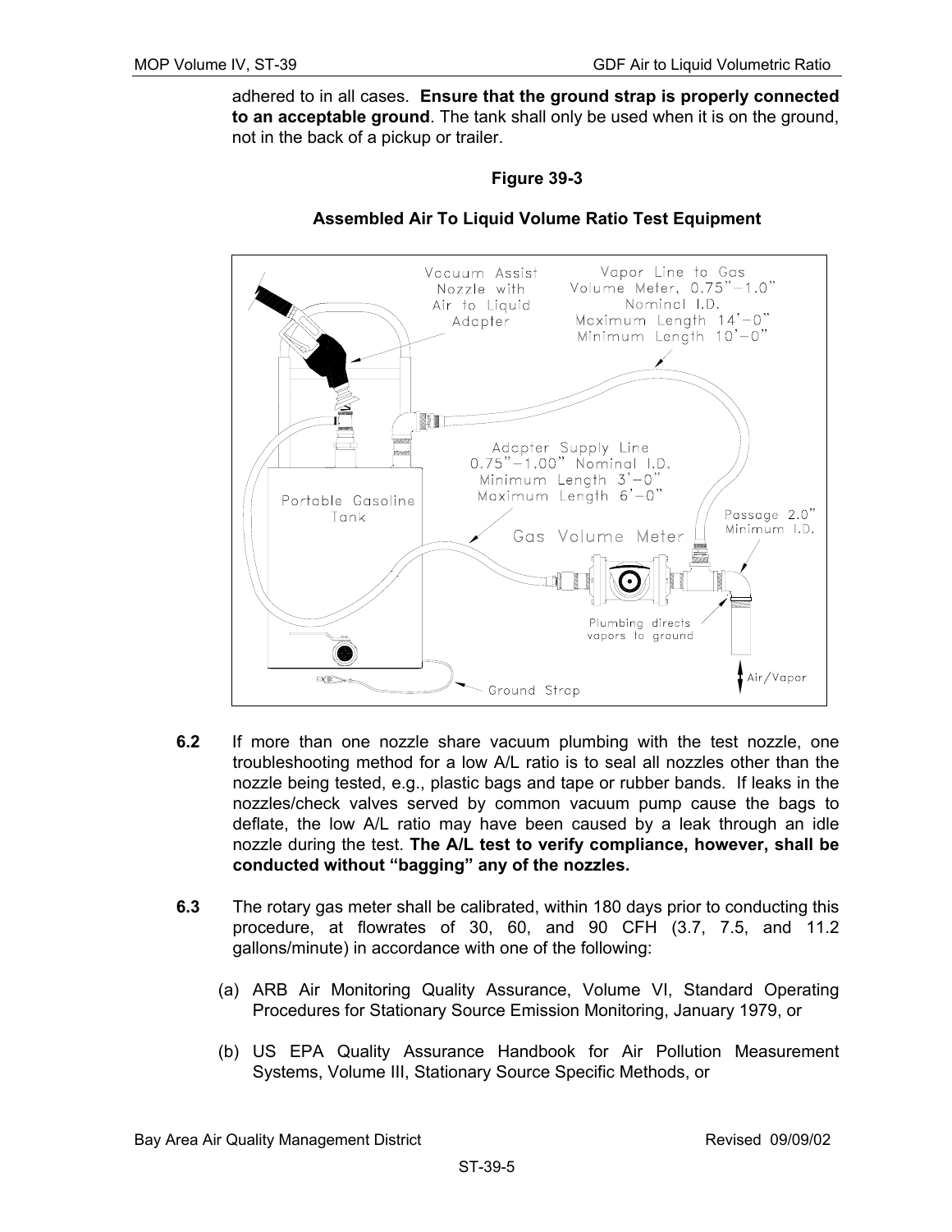adhered to in all cases. **Ensure that the ground strap is properly connected to an acceptable ground**. The tank shall only be used when it is on the ground, not in the back of a pickup or trailer.

**Figure 39-3**

**Assembled Air To Liquid Volume Ratio Test Equipment**

Vacuum Assist Nozzle with Air to Liquid Adapter

Vapor Line to Gas Volume Meter, 0.75"–1.0" Nominal I.D. Maximum Length 14'–0" Minimum Length 10'–0"

Adapter Supply Line 0.75"–1.00" Nominal I.D. Minimum Length 3'–0" Maximum Length 6'–0"

Portable Gasoline Tank

Gas Volume Meter

Passage 2.0" Minimum I.D.

Plumbing directs vapors to ground

Air/Vapor

Ground Strap

**6.2** If more than one nozzle share vacuum plumbing with the test nozzle, one troubleshooting method for a low A/L ratio is to seal all nozzles other than the nozzle being tested, e.g., plastic bags and tape or rubber bands. If leaks in the nozzles/check valves served by common vacuum pump cause the bags to deflate, the low A/L ratio may have been caused by a leak through an idle nozzle during the test. **The A/L test to verify compliance, however, shall be conducted without "bagging" any of the nozzles.**

**6.3** The rotary gas meter shall be calibrated, within 180 days prior to conducting this procedure, at flowrates of 30, 60, and 90 CFH (3.7, 7.5, and 11.2 gallons/minute) in accordance with one of the following:

(a) ARB Air Monitoring Quality Assurance, Volume VI, Standard Operating Procedures for Stationary Source Emission Monitoring, January 1979, or

(b) US EPA Quality Assurance Handbook for Air Pollution Measurement Systems, Volume III, Stationary Source Specific Methods, or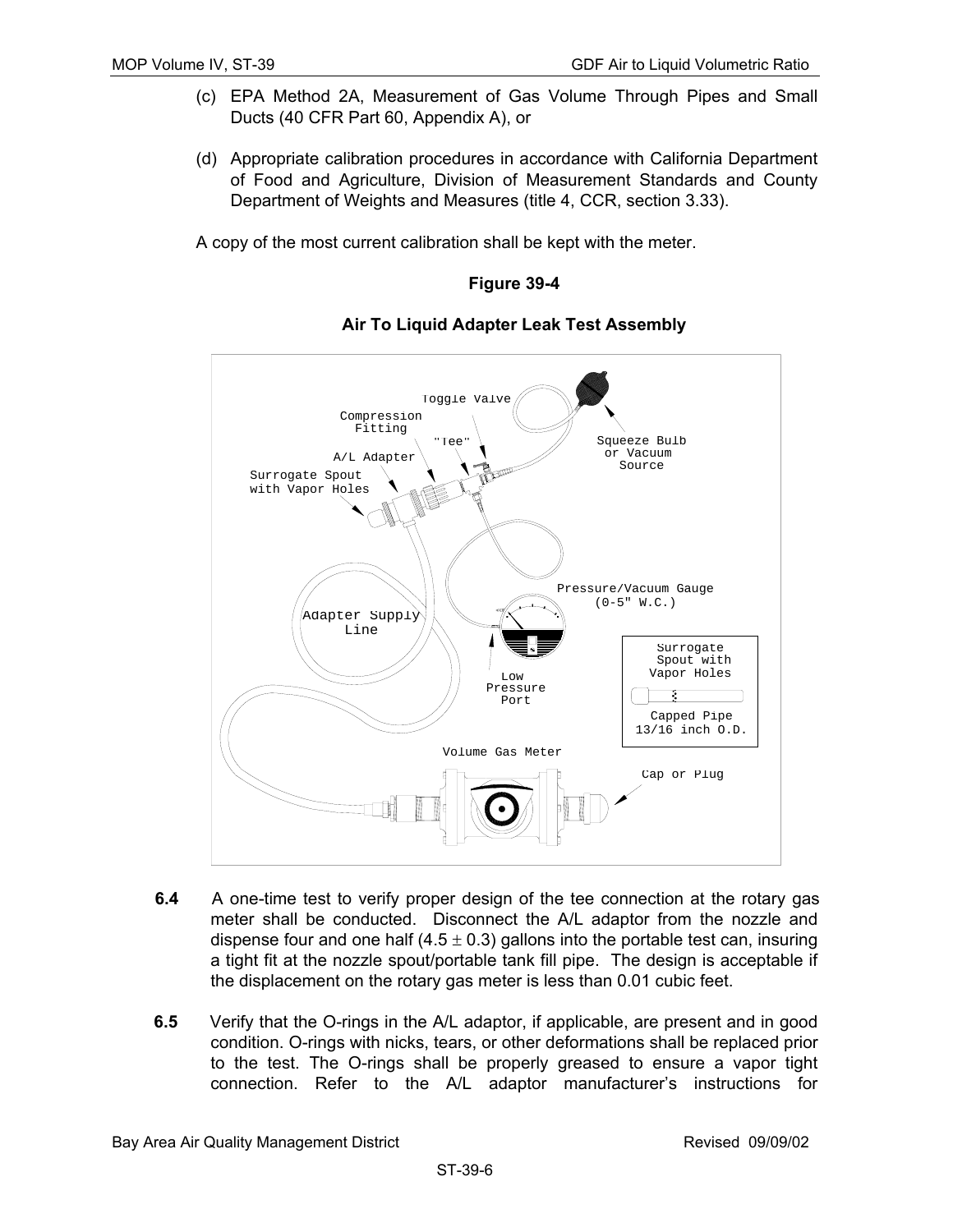(c) EPA Method 2A, Measurement of Gas Volume Through Pipes and Small Ducts (40 CFR Part 60, Appendix A), or

(d) Appropriate calibration procedures in accordance with California Department of Food and Agriculture, Division of Measurement Standards and County Department of Weights and Measures (title 4, CCR, section 3.33).

A copy of the most current calibration shall be kept with the meter.

**Figure 39-4**

**Air To Liquid Adapter Leak Test Assembly**

**6.4** A one-time test to verify proper design of the tee connection at the rotary gas meter shall be conducted. Disconnect the A/L adaptor from the nozzle and dispense four and one half ($4.5 \pm 0.3$) gallons into the portable test can, insuring a tight fit at the nozzle spout/portable tank fill pipe. The design is acceptable if the displacement on the rotary gas meter is less than 0.01 cubic feet.

**6.5** Verify that the O-rings in the A/L adaptor, if applicable, are present and in good condition. O-rings with nicks, tears, or other deformations shall be replaced prior to the test. The O-rings shall be properly greased to ensure a vapor tight connection. Refer to the A/L adaptor manufacturer's instructions for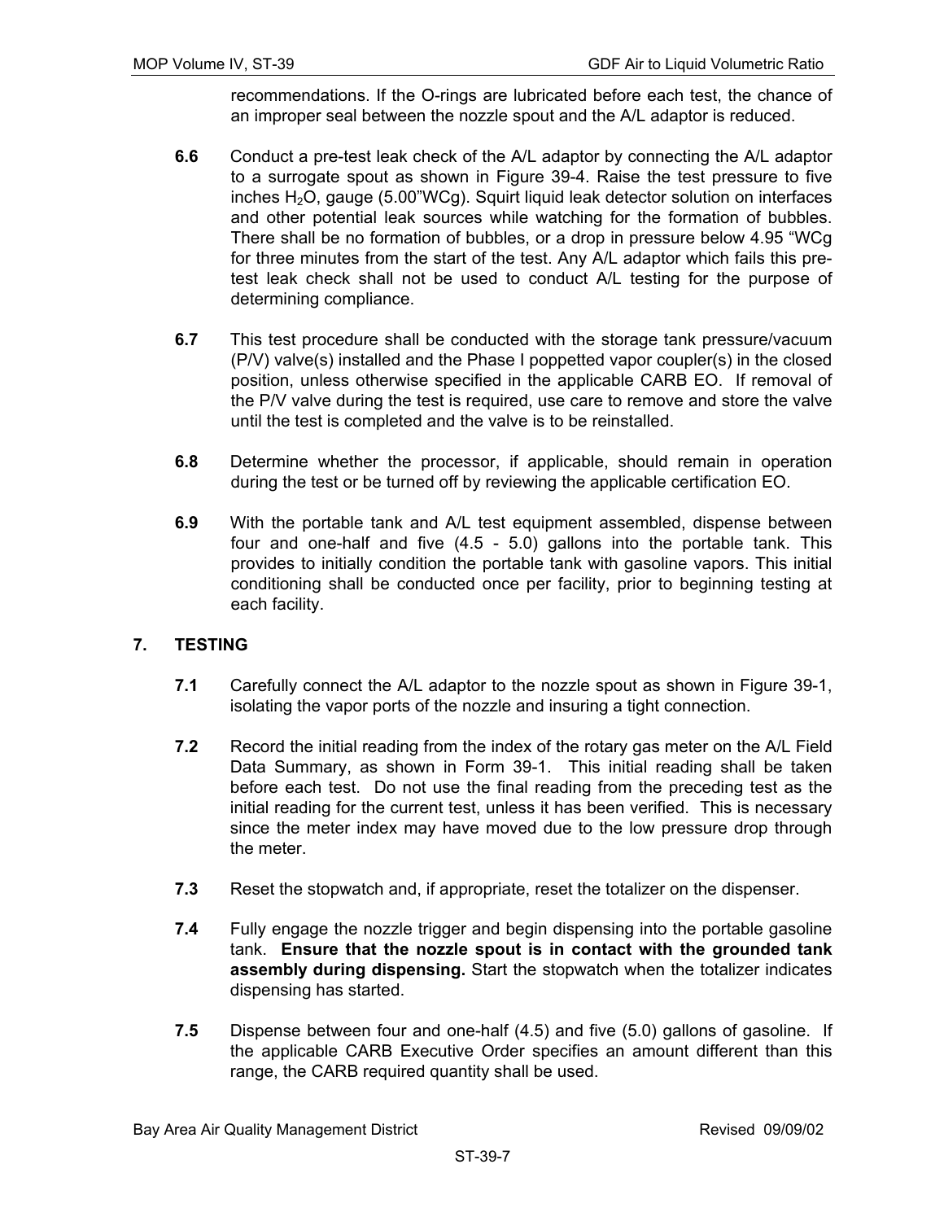recommendations. If the O-rings are lubricated before each test, the chance of an improper seal between the nozzle spout and the A/L adaptor is reduced.

**6.6** Conduct a pre-test leak check of the A/L adaptor by connecting the A/L adaptor to a surrogate spout as shown in Figure 39-4. Raise the test pressure to five inches $H_2O$, gauge (5.00"WCg). Squirt liquid leak detector solution on interfaces and other potential leak sources while watching for the formation of bubbles. There shall be no formation of bubbles, or a drop in pressure below 4.95 "WCg for three minutes from the start of the test. Any A/L adaptor which fails this pre-test leak check shall not be used to conduct A/L testing for the purpose of determining compliance.

**6.7** This test procedure shall be conducted with the storage tank pressure/vacuum (P/V) valve(s) installed and the Phase I poppetted vapor coupler(s) in the closed position, unless otherwise specified in the applicable CARB EO. If removal of the P/V valve during the test is required, use care to remove and store the valve until the test is completed and the valve is to be reinstalled.

**6.8** Determine whether the processor, if applicable, should remain in operation during the test or be turned off by reviewing the applicable certification EO.

**6.9** With the portable tank and A/L test equipment assembled, dispense between four and one-half and five (4.5 - 5.0) gallons into the portable tank. This provides to initially condition the portable tank with gasoline vapors. This initial conditioning shall be conducted once per facility, prior to beginning testing at each facility.

## 7. TESTING

**7.1** Carefully connect the A/L adaptor to the nozzle spout as shown in Figure 39-1, isolating the vapor ports of the nozzle and insuring a tight connection.

**7.2** Record the initial reading from the index of the rotary gas meter on the A/L Field Data Summary, as shown in Form 39-1. This initial reading shall be taken before each test. Do not use the final reading from the preceding test as the initial reading for the current test, unless it has been verified. This is necessary since the meter index may have moved due to the low pressure drop through the meter.

**7.3** Reset the stopwatch and, if appropriate, reset the totalizer on the dispenser.

**7.4** Fully engage the nozzle trigger and begin dispensing into the portable gasoline tank. **Ensure that the nozzle spout is in contact with the grounded tank assembly during dispensing.** Start the stopwatch when the totalizer indicates dispensing has started.

**7.5** Dispense between four and one-half (4.5) and five (5.0) gallons of gasoline. If the applicable CARB Executive Order specifies an amount different than this range, the CARB required quantity shall be used.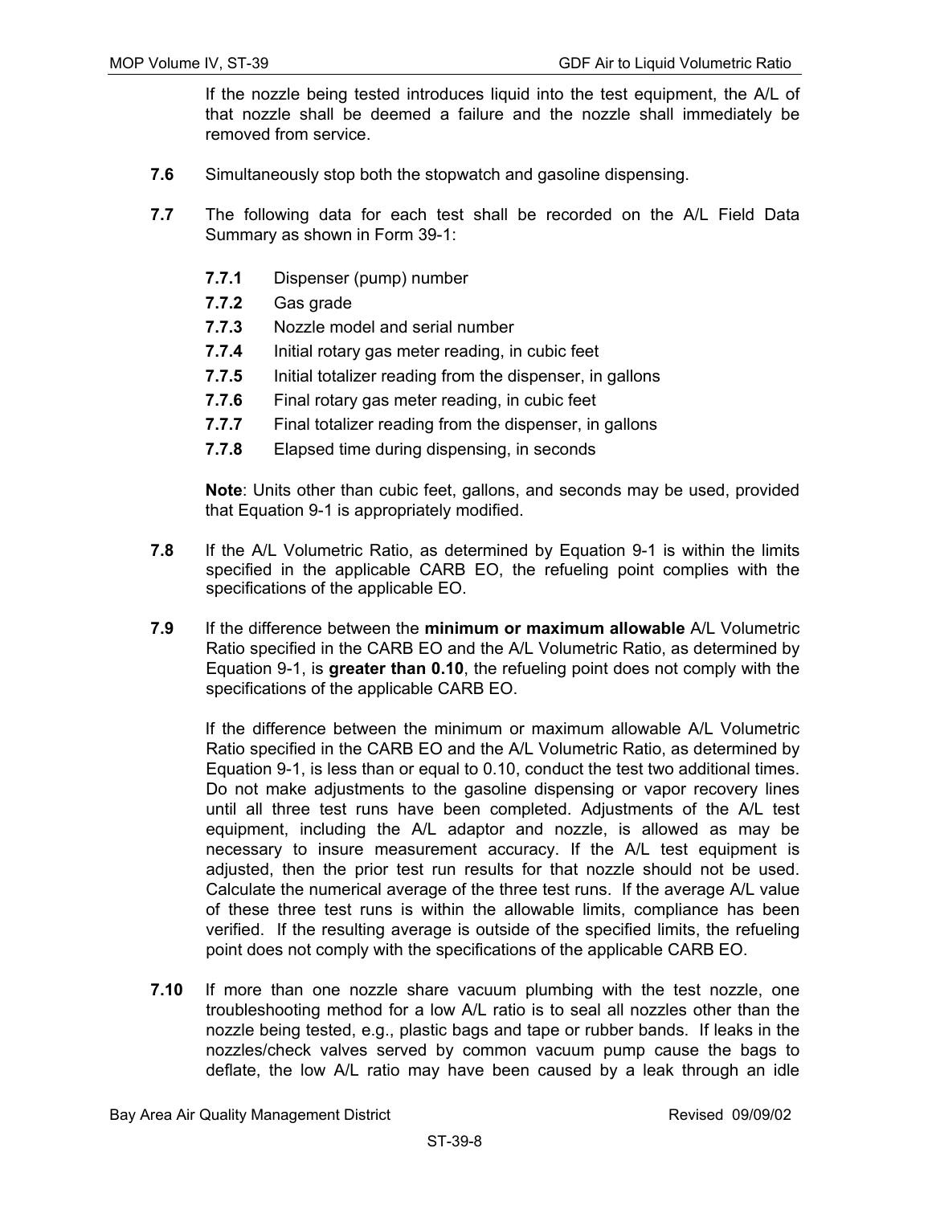If the nozzle being tested introduces liquid into the test equipment, the A/L of that nozzle shall be deemed a failure and the nozzle shall immediately be removed from service.

**7.6** Simultaneously stop both the stopwatch and gasoline dispensing.

**7.7** The following data for each test shall be recorded on the A/L Field Data Summary as shown in Form 39-1:

- **7.7.1** Dispenser (pump) number
- **7.7.2** Gas grade
- **7.7.3** Nozzle model and serial number
- **7.7.4** Initial rotary gas meter reading, in cubic feet
- **7.7.5** Initial totalizer reading from the dispenser, in gallons
- **7.7.6** Final rotary gas meter reading, in cubic feet
- **7.7.7** Final totalizer reading from the dispenser, in gallons
- **7.7.8** Elapsed time during dispensing, in seconds

**Note**: Units other than cubic feet, gallons, and seconds may be used, provided that Equation 9-1 is appropriately modified.

**7.8** If the A/L Volumetric Ratio, as determined by Equation 9-1 is within the limits specified in the applicable CARB EO, the refueling point complies with the specifications of the applicable EO.

**7.9** If the difference between the **minimum or maximum allowable** A/L Volumetric Ratio specified in the CARB EO and the A/L Volumetric Ratio, as determined by Equation 9-1, is **greater than 0.10**, the refueling point does not comply with the specifications of the applicable CARB EO.

If the difference between the minimum or maximum allowable A/L Volumetric Ratio specified in the CARB EO and the A/L Volumetric Ratio, as determined by Equation 9-1, is less than or equal to 0.10, conduct the test two additional times. Do not make adjustments to the gasoline dispensing or vapor recovery lines until all three test runs have been completed. Adjustments of the A/L test equipment, including the A/L adaptor and nozzle, is allowed as may be necessary to insure measurement accuracy. If the A/L test equipment is adjusted, then the prior test run results for that nozzle should not be used. Calculate the numerical average of the three test runs. If the average A/L value of these three test runs is within the allowable limits, compliance has been verified. If the resulting average is outside of the specified limits, the refueling point does not comply with the specifications of the applicable CARB EO.

**7.10** If more than one nozzle share vacuum plumbing with the test nozzle, one troubleshooting method for a low A/L ratio is to seal all nozzles other than the nozzle being tested, e.g., plastic bags and tape or rubber bands. If leaks in the nozzles/check valves served by common vacuum pump cause the bags to deflate, the low A/L ratio may have been caused by a leak through an idle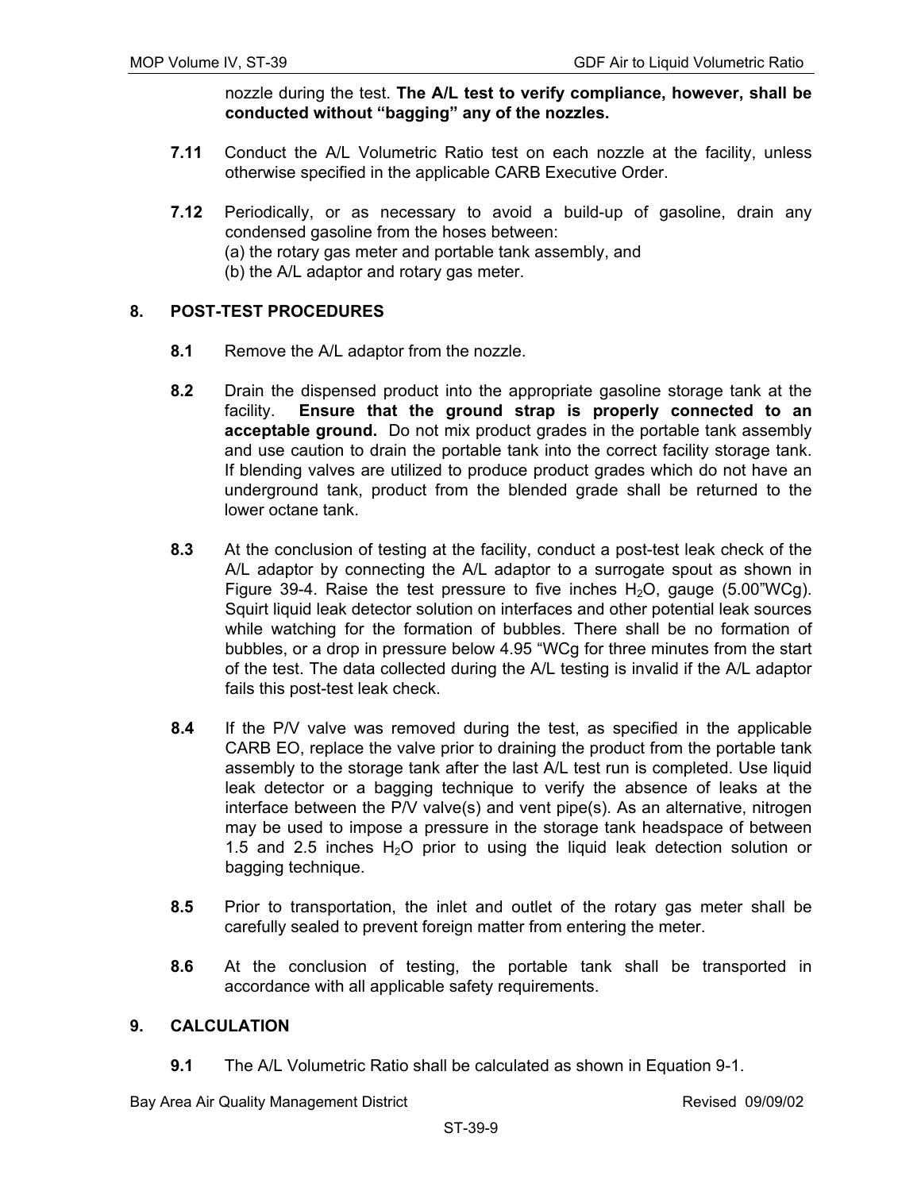nozzle during the test. **The A/L test to verify compliance, however, shall be conducted without "bagging" any of the nozzles.**

**7.11** Conduct the A/L Volumetric Ratio test on each nozzle at the facility, unless otherwise specified in the applicable CARB Executive Order.

**7.12** Periodically, or as necessary to avoid a build-up of gasoline, drain any condensed gasoline from the hoses between:
(a) the rotary gas meter and portable tank assembly, and
(b) the A/L adaptor and rotary gas meter.

## 8. POST-TEST PROCEDURES

**8.1** Remove the A/L adaptor from the nozzle.

**8.2** Drain the dispensed product into the appropriate gasoline storage tank at the facility. **Ensure that the ground strap is properly connected to an acceptable ground.** Do not mix product grades in the portable tank assembly and use caution to drain the portable tank into the correct facility storage tank. If blending valves are utilized to produce product grades which do not have an underground tank, product from the blended grade shall be returned to the lower octane tank.

**8.3** At the conclusion of testing at the facility, conduct a post-test leak check of the A/L adaptor by connecting the A/L adaptor to a surrogate spout as shown in Figure 39-4. Raise the test pressure to five inches $H_2O$, gauge (5.00"WCg). Squirt liquid leak detector solution on interfaces and other potential leak sources while watching for the formation of bubbles. There shall be no formation of bubbles, or a drop in pressure below 4.95 "WCg for three minutes from the start of the test. The data collected during the A/L testing is invalid if the A/L adaptor fails this post-test leak check.

**8.4** If the P/V valve was removed during the test, as specified in the applicable CARB EO, replace the valve prior to draining the product from the portable tank assembly to the storage tank after the last A/L test run is completed. Use liquid leak detector or a bagging technique to verify the absence of leaks at the interface between the P/V valve(s) and vent pipe(s). As an alternative, nitrogen may be used to impose a pressure in the storage tank headspace of between 1.5 and 2.5 inches $H_2O$ prior to using the liquid leak detection solution or bagging technique.

**8.5** Prior to transportation, the inlet and outlet of the rotary gas meter shall be carefully sealed to prevent foreign matter from entering the meter.

**8.6** At the conclusion of testing, the portable tank shall be transported in accordance with all applicable safety requirements.

## 9. CALCULATION

**9.1** The A/L Volumetric Ratio shall be calculated as shown in Equation 9-1.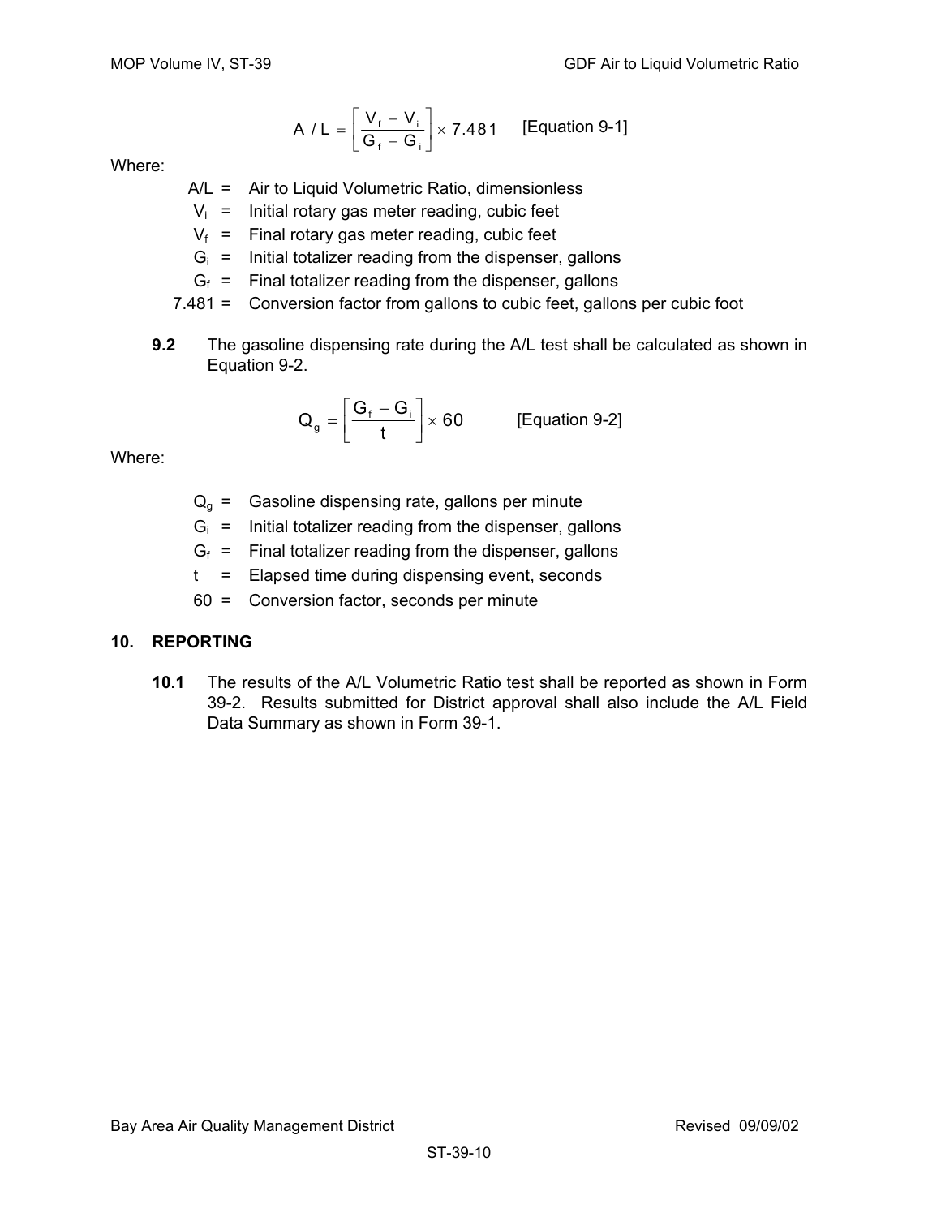$$A/L = \left[ \frac{V_f - V_i}{G_f - G_i} \right] \times 7.481 \quad \text{[Equation 9-1]}$$

Where:

- $A/L$ = Air to Liquid Volumetric Ratio, dimensionless
- $V_i$ = Initial rotary gas meter reading, cubic feet
- $V_f$ = Final rotary gas meter reading, cubic feet
- $G_i$ = Initial totalizer reading from the dispenser, gallons
- $G_f$ = Final totalizer reading from the dispenser, gallons
- 7.481 = Conversion factor from gallons to cubic feet, gallons per cubic foot

**9.2** The gasoline dispensing rate during the A/L test shall be calculated as shown in Equation 9-2.

$$Q_g = \left[ \frac{G_f - G_i}{t} \right] \times 60 \quad \text{[Equation 9-2]}$$

Where:

- $Q_g$ = Gasoline dispensing rate, gallons per minute
- $G_i$ = Initial totalizer reading from the dispenser, gallons
- $G_f$ = Final totalizer reading from the dispenser, gallons
- $t$ = Elapsed time during dispensing event, seconds
- 60 = Conversion factor, seconds per minute

## 10. REPORTING

**10.1** The results of the A/L Volumetric Ratio test shall be reported as shown in Form 39-2. Results submitted for District approval shall also include the A/L Field Data Summary as shown in Form 39-1.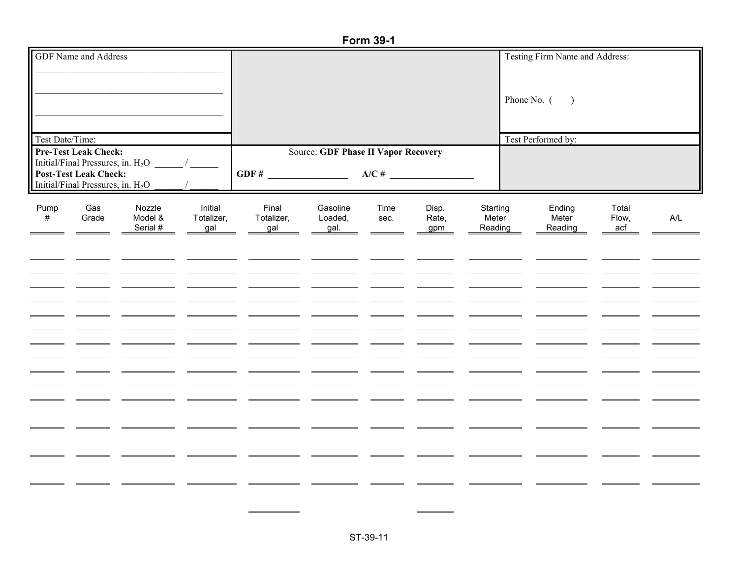# Form 39-1

| GDF Name and Address | | Testing Firm Name and Address: |
|---|---|---|
| ____________________ | | |
| ____________________ | | Phone No. ( ) |
| ____________________ | | |
| Test Date/Time: | | Test Performed by: |
| **Pre-Test Leak Check:** Initial/Final Pressures, in. $H_2O$ ______ / ______ **Post-Test Leak Check:** Initial/Final Pressures, in. $H_2O$ ______ / ______ | Source: **GDF Phase II Vapor Recovery** **GDF #** ________________ **A/C #** __________________ | |

| Pump # | Gas Grade | Nozzle Model & Serial # | Initial Totalizer, gal | Final Totalizer, gal | Gasoline Loaded, gal. | Time sec. | Disp. Rate, gpm | Starting Meter Reading | Ending Meter Reading | Total Flow, acf | A/L |
|---|---|---|---|---|---|---|---|---|---|---|---|
| | | | | | | | | | | | |
| | | | | | | | | | | | |
| | | | | | | | | | | | |
| | | | | | | | | | | | |
| | | | | | | | | | | | |
| | | | | | | | | | | | |
| | | | | | | | | | | | |
| | | | | | | | | | | | |
| | | | | | | | | | | | |
| | | | | | | | | | | | |
| | | | | | | | | | | | |
| | | | | | | | | | | | |
| | | | | | | | | | | | |
| | | | | | | | | | | | |
| | | | | | | | | | | | |
| | | | | | | | | | | | |
| | | | | | | | | | | | |
| | | | | | | | | | | | |
| | | | | | | | | | | | |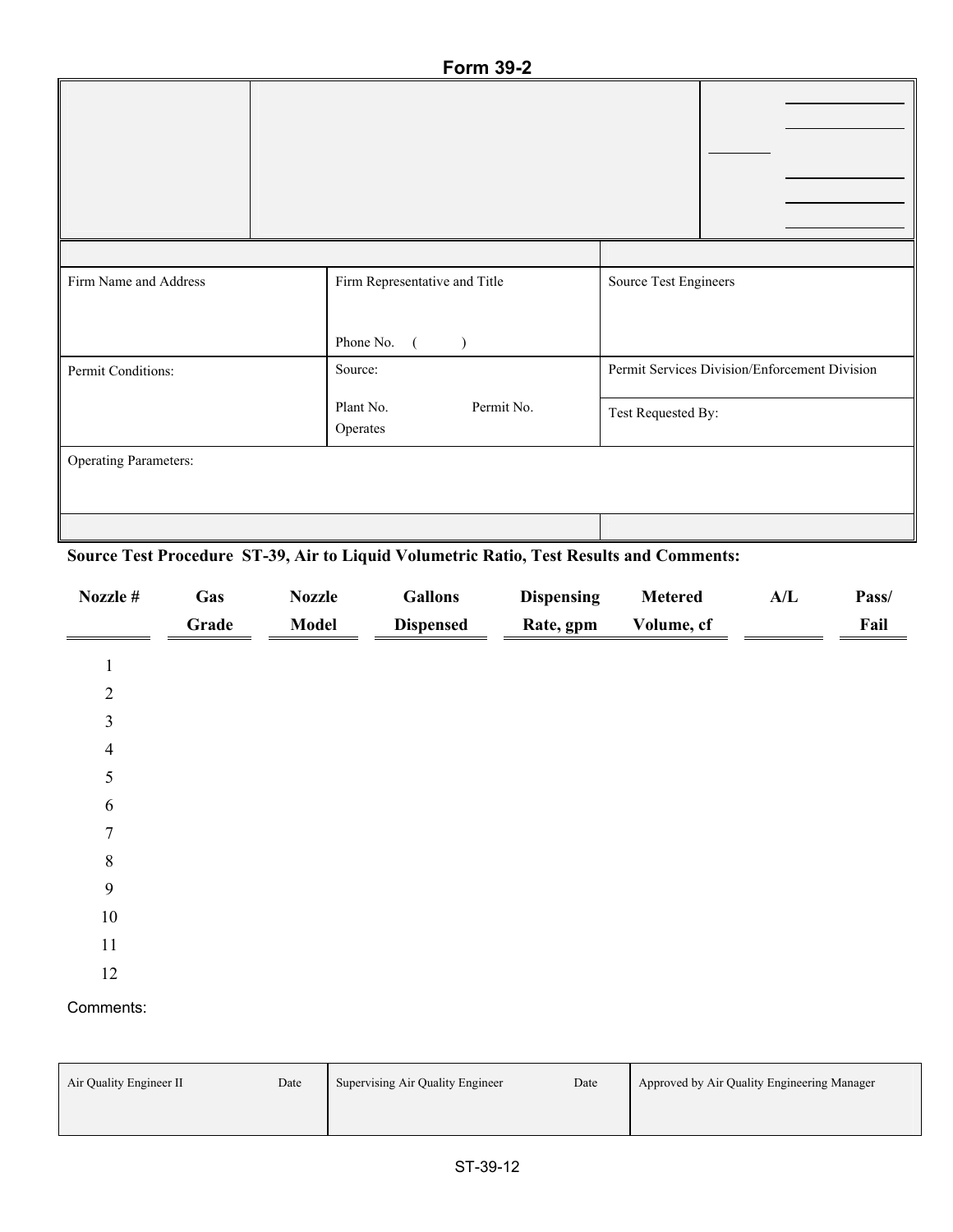# Form 39-2

| | | |
|---|---|---|
| Firm Name and Address | Firm Representative and Title<br><br>Phone No. (    ) | Source Test Engineers |
| Permit Conditions: | Source:<br><br>Plant No.    Permit No.<br>Operates | Permit Services Division/Enforcement Division<br><br>Test Requested By: |
| Operating Parameters: | | |

**Source Test Procedure ST-39, Air to Liquid Volumetric Ratio, Test Results and Comments:**

| Nozzle # | Gas Grade | Nozzle Model | Gallons Dispensed | Dispensing Rate, gpm | Metered Volume, cf | A/L | Pass/ Fail |
|---|---|---|---|---|---|---|---|
| 1 | | | | | | | |
| 2 | | | | | | | |
| 3 | | | | | | | |
| 4 | | | | | | | |
| 5 | | | | | | | |
| 6 | | | | | | | |
| 7 | | | | | | | |
| 8 | | | | | | | |
| 9 | | | | | | | |
| 10 | | | | | | | |
| 11 | | | | | | | |
| 12 | | | | | | | |

Comments:

| | | |
|---|---|---|
| Air Quality Engineer II    Date | Supervising Air Quality Engineer    Date | Approved by Air Quality Engineering Manager |